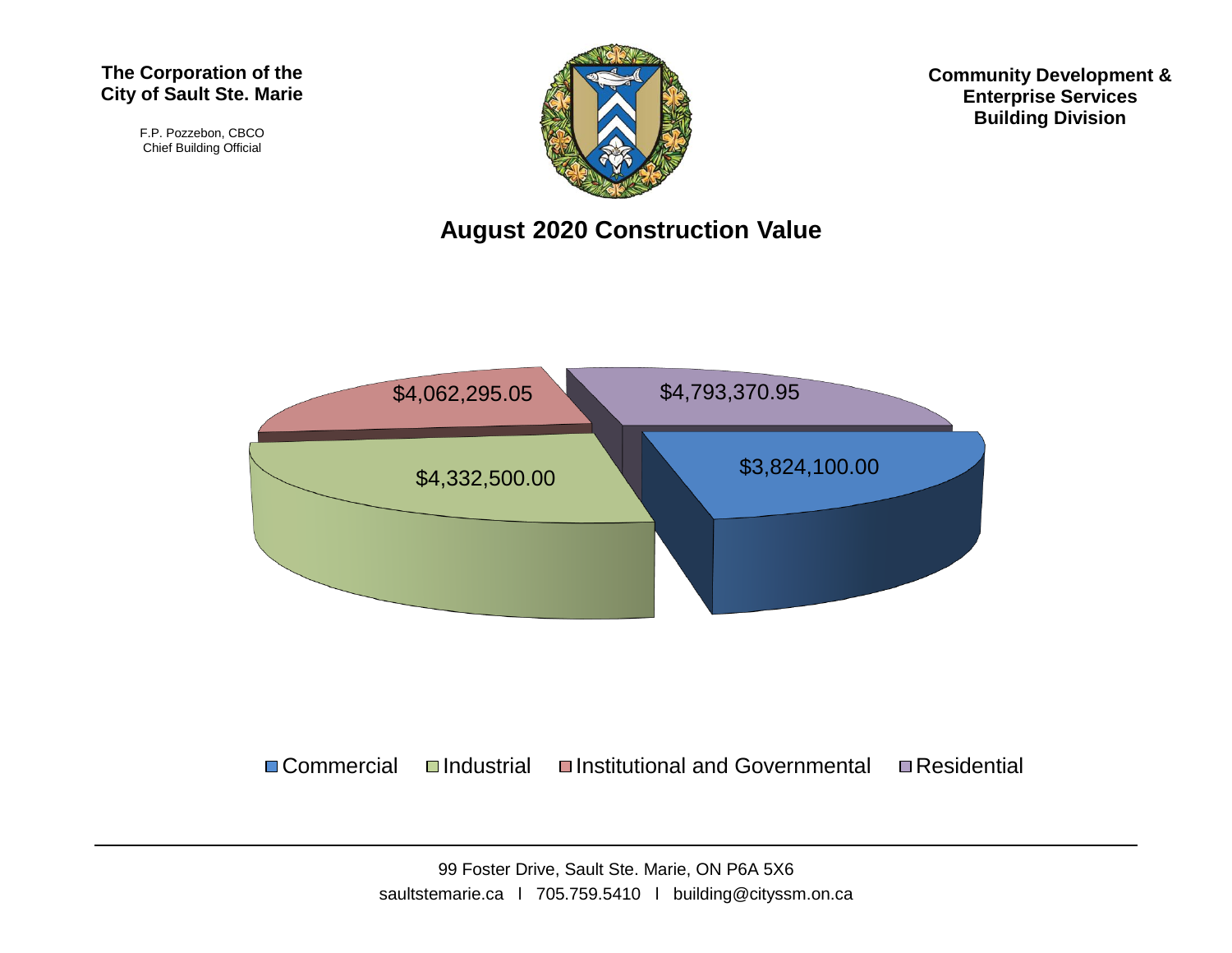**The Corporation of the City of Sault Ste. Marie**

F.P. Pozzebon, CBCO
Chief Building Official

**Community Development & Enterprise Services Building Division**

# August 2020 Construction Value

| Category | Value |
|---|---|
| Commercial | $3,824,100.00 |
| Industrial | $4,332,500.00 |
| Institutional and Governmental | $4,062,295.05 |
| Residential | $4,793,370.95 |

99 Foster Drive, Sault Ste. Marie, ON P6A 5X6
saultstemarie.ca l 705.759.5410 l building@cityssm.on.ca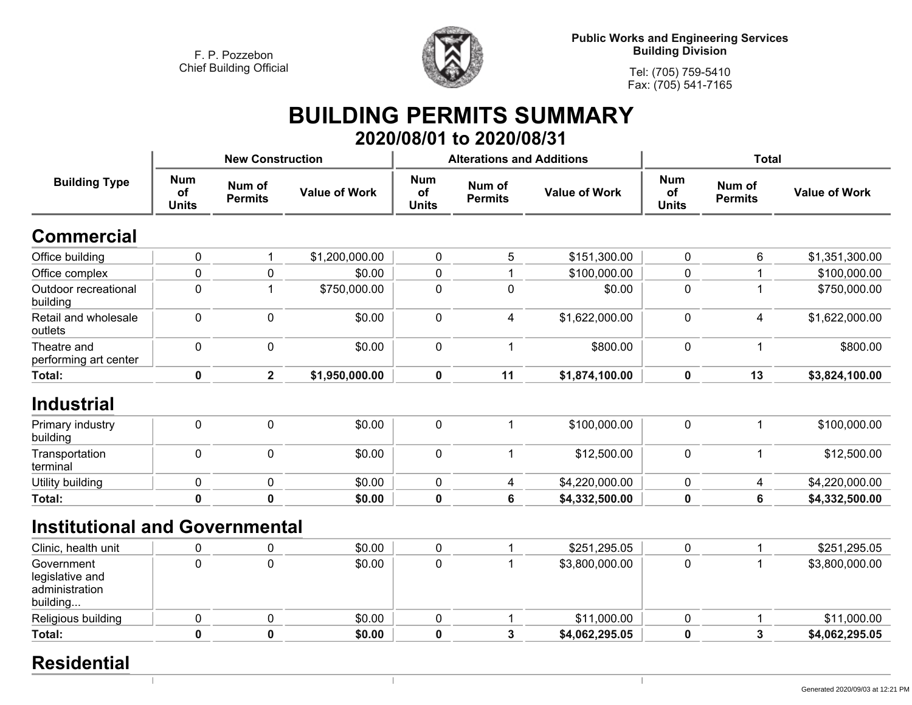F. P. Pozzebon
Chief Building Official

**Public Works and Engineering Services**
**Building Division**

Tel: (705) 759-5410
Fax: (705) 541-7165

# BUILDING PERMITS SUMMARY

## 2020/08/01 to 2020/08/31

| Building Type | New Construction | | | Alterations and Additions | | | Total | | |
|---|---|---|---|---|---|---|---|---|---|
| | Num of Units | Num of Permits | Value of Work | Num of Units | Num of Permits | Value of Work | Num of Units | Num of Permits | Value of Work |
| **Commercial** | | | | | | | | | |
| Office building | 0 | 1 | $1,200,000.00 | 0 | 5 | $151,300.00 | 0 | 6 | $1,351,300.00 |
| Office complex | 0 | 0 | $0.00 | 0 | 1 | $100,000.00 | 0 | 1 | $100,000.00 |
| Outdoor recreational building | 0 | 1 | $750,000.00 | 0 | 0 | $0.00 | 0 | 1 | $750,000.00 |
| Retail and wholesale outlets | 0 | 0 | $0.00 | 0 | 4 | $1,622,000.00 | 0 | 4 | $1,622,000.00 |
| Theatre and performing art center | 0 | 0 | $0.00 | 0 | 1 | $800.00 | 0 | 1 | $800.00 |
| **Total:** | **0** | **2** | **$1,950,000.00** | **0** | **11** | **$1,874,100.00** | **0** | **13** | **$3,824,100.00** |
| **Industrial** | | | | | | | | | |
| Primary industry building | 0 | 0 | $0.00 | 0 | 1 | $100,000.00 | 0 | 1 | $100,000.00 |
| Transportation terminal | 0 | 0 | $0.00 | 0 | 1 | $12,500.00 | 0 | 1 | $12,500.00 |
| Utility building | 0 | 0 | $0.00 | 0 | 4 | $4,220,000.00 | 0 | 4 | $4,220,000.00 |
| **Total:** | **0** | **0** | **$0.00** | **0** | **6** | **$4,332,500.00** | **0** | **6** | **$4,332,500.00** |
| **Institutional and Governmental** | | | | | | | | | |
| Clinic, health unit | 0 | 0 | $0.00 | 0 | 1 | $251,295.05 | 0 | 1 | $251,295.05 |
| Government legislative and administration building... | 0 | 0 | $0.00 | 0 | 1 | $3,800,000.00 | 0 | 1 | $3,800,000.00 |
| Religious building | 0 | 0 | $0.00 | 0 | 1 | $11,000.00 | 0 | 1 | $11,000.00 |
| **Total:** | **0** | **0** | **$0.00** | **0** | **3** | **$4,062,295.05** | **0** | **3** | **$4,062,295.05** |
| **Residential** | | | | | | | | | |

Generated 2020/09/03 at 12:21 PM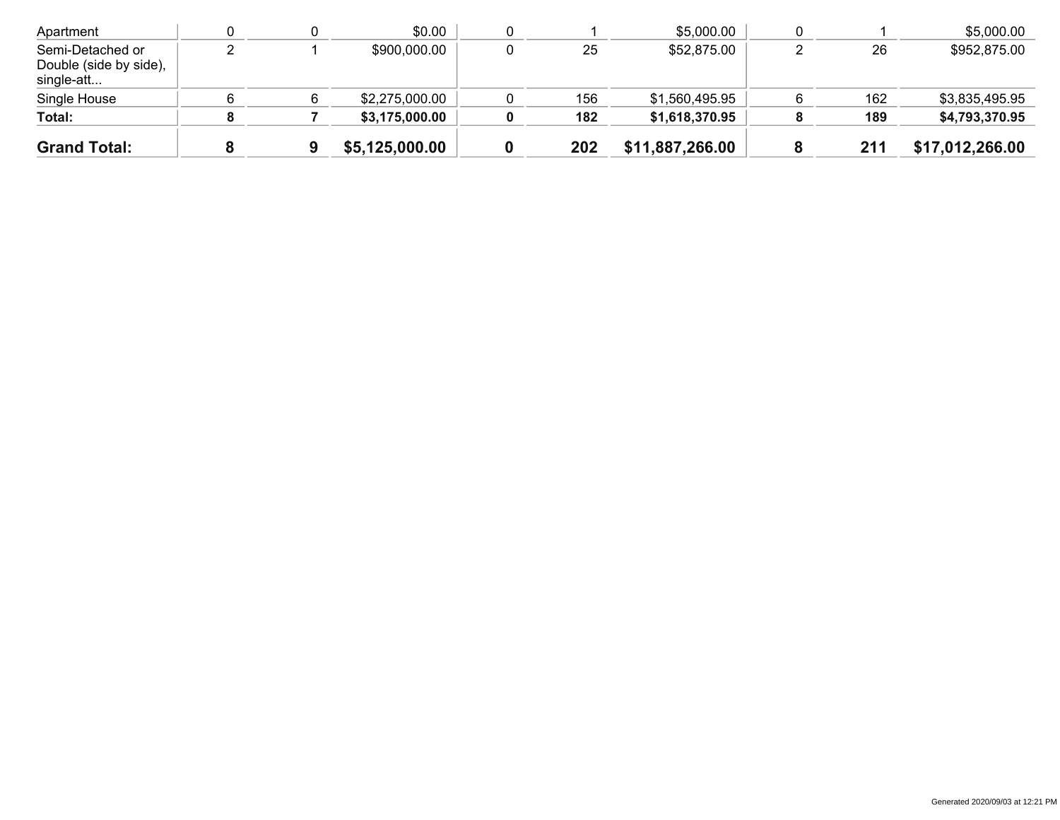| | | | | | | | | | |
|---|---|---|---|---|---|---|---|---|---|
| Apartment | 0 | 0 | $0.00 | 0 | 1 | $5,000.00 | 0 | 1 | $5,000.00 |
| Semi-Detached or Double (side by side), single-att... | 2 | 1 | $900,000.00 | 0 | 25 | $52,875.00 | 2 | 26 | $952,875.00 |
| Single House | 6 | 6 | $2,275,000.00 | 0 | 156 | $1,560,495.95 | 6 | 162 | $3,835,495.95 |
| **Total:** | **8** | **7** | **$3,175,000.00** | **0** | **182** | **$1,618,370.95** | **8** | **189** | **$4,793,370.95** |
| **Grand Total:** | **8** | **9** | **$5,125,000.00** | **0** | **202** | **$11,887,266.00** | **8** | **211** | **$17,012,266.00** |

Generated 2020/09/03 at 12:21 PM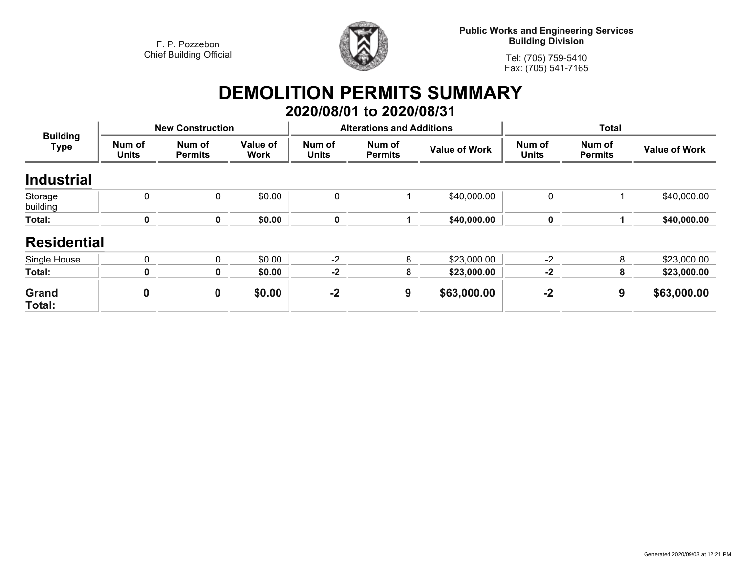F. P. Pozzebon
Chief Building Official

**Public Works and Engineering Services**
**Building Division**

Tel: (705) 759-5410
Fax: (705) 541-7165

# DEMOLITION PERMITS SUMMARY

## 2020/08/01 to 2020/08/31

| Building Type | New Construction | | | Alterations and Additions | | | Total | | |
|---|---|---|---|---|---|---|---|---|---|
| | Num of Units | Num of Permits | Value of Work | Num of Units | Num of Permits | Value of Work | Num of Units | Num of Permits | Value of Work |
| **Industrial** | | | | | | | | | |
| Storage building | 0 | 0 | $0.00 | 0 | 1 | $40,000.00 | 0 | 1 | $40,000.00 |
| **Total:** | **0** | **0** | **$0.00** | **0** | **1** | **$40,000.00** | **0** | **1** | **$40,000.00** |
| **Residential** | | | | | | | | | |
| Single House | 0 | 0 | $0.00 | -2 | 8 | $23,000.00 | -2 | 8 | $23,000.00 |
| **Total:** | **0** | **0** | **$0.00** | **-2** | **8** | **$23,000.00** | **-2** | **8** | **$23,000.00** |
| **Grand Total:** | **0** | **0** | **$0.00** | **-2** | **9** | **$63,000.00** | **-2** | **9** | **$63,000.00** |

Generated 2020/09/03 at 12:21 PM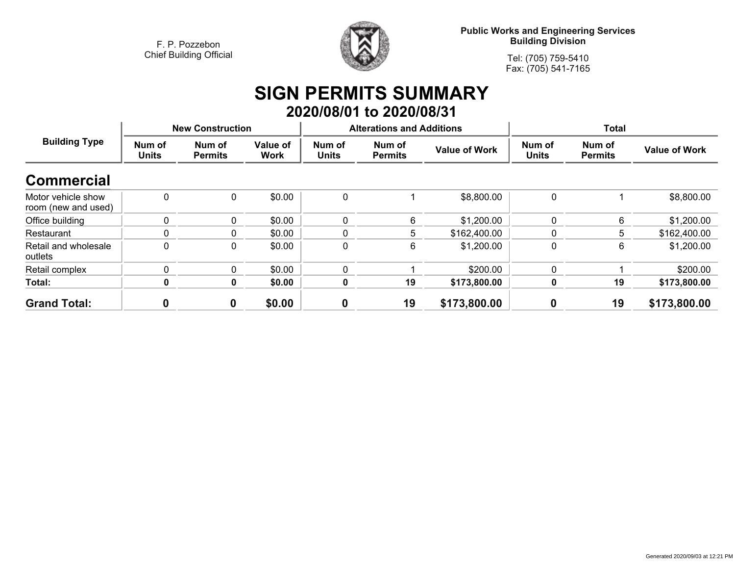F. P. Pozzebon
Chief Building Official

**Public Works and Engineering Services**
**Building Division**

Tel: (705) 759-5410
Fax: (705) 541-7165

# SIGN PERMITS SUMMARY

## 2020/08/01 to 2020/08/31

| Building Type | New Construction | | | Alterations and Additions | | | Total | | |
|---|---|---|---|---|---|---|---|---|---|
| | Num of Units | Num of Permits | Value of Work | Num of Units | Num of Permits | Value of Work | Num of Units | Num of Permits | Value of Work |
| **Commercial** | | | | | | | | | |
| Motor vehicle show room (new and used) | 0 | 0 | $0.00 | 0 | 1 | $8,800.00 | 0 | 1 | $8,800.00 |
| Office building | 0 | 0 | $0.00 | 0 | 6 | $1,200.00 | 0 | 6 | $1,200.00 |
| Restaurant | 0 | 0 | $0.00 | 0 | 5 | $162,400.00 | 0 | 5 | $162,400.00 |
| Retail and wholesale outlets | 0 | 0 | $0.00 | 0 | 6 | $1,200.00 | 0 | 6 | $1,200.00 |
| Retail complex | 0 | 0 | $0.00 | 0 | 1 | $200.00 | 0 | 1 | $200.00 |
| **Total:** | **0** | **0** | **$0.00** | **0** | **19** | **$173,800.00** | **0** | **19** | **$173,800.00** |
| **Grand Total:** | **0** | **0** | **$0.00** | **0** | **19** | **$173,800.00** | **0** | **19** | **$173,800.00** |

Generated 2020/09/03 at 12:21 PM